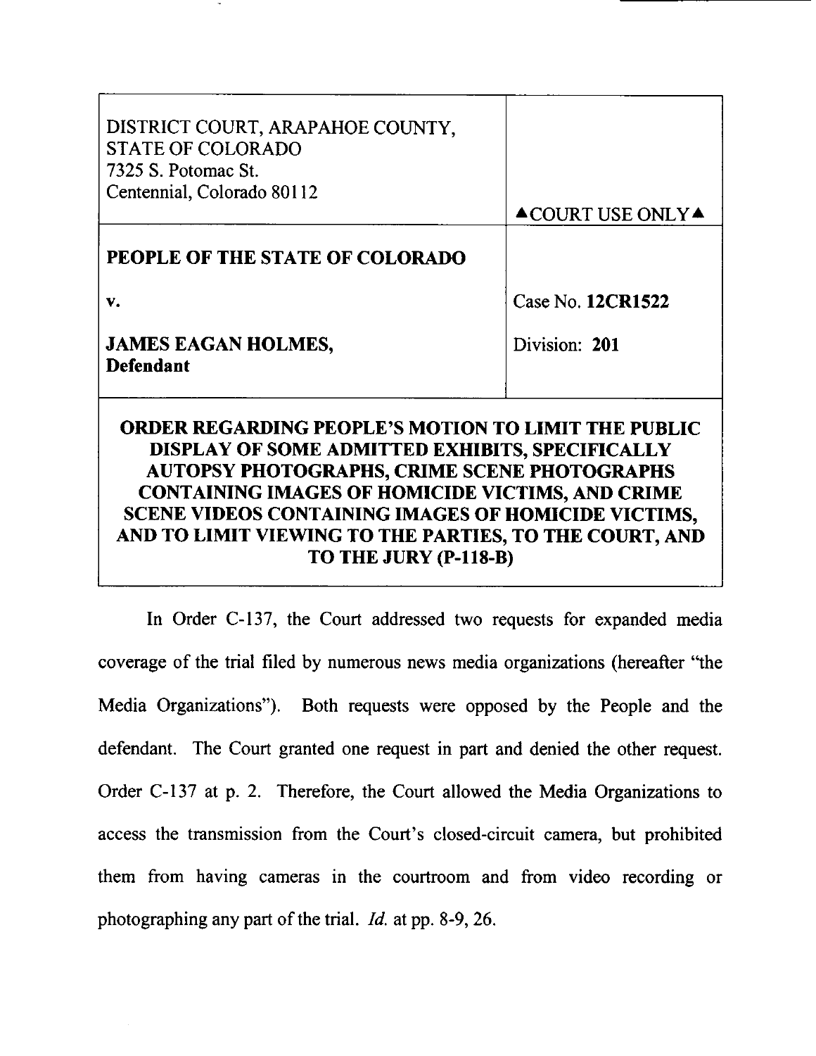| | |
|---|---|
| DISTRICT COURT, ARAPAHOE COUNTY, STATE OF COLORADO<br>7325 S. Potomac St.<br>Centennial, Colorado 80112 | ▲COURT USE ONLY▲ |
| **PEOPLE OF THE STATE OF COLORADO**<br><br>**v.**<br><br>**JAMES EAGAN HOLMES,**<br>**Defendant** | Case No. **12CR1522**<br><br>Division: **201** |

**ORDER REGARDING PEOPLE'S MOTION TO LIMIT THE PUBLIC DISPLAY OF SOME ADMITTED EXHIBITS, SPECIFICALLY AUTOPSY PHOTOGRAPHS, CRIME SCENE PHOTOGRAPHS CONTAINING IMAGES OF HOMICIDE VICTIMS, AND CRIME SCENE VIDEOS CONTAINING IMAGES OF HOMICIDE VICTIMS, AND TO LIMIT VIEWING TO THE PARTIES, TO THE COURT, AND TO THE JURY (P-118-B)**

In Order C-137, the Court addressed two requests for expanded media coverage of the trial filed by numerous news media organizations (hereafter "the Media Organizations"). Both requests were opposed by the People and the defendant. The Court granted one request in part and denied the other request. Order C-137 at p. 2. Therefore, the Court allowed the Media Organizations to access the transmission from the Court's closed-circuit camera, but prohibited them from having cameras in the courtroom and from video recording or photographing any part of the trial. *Id.* at pp. 8-9, 26.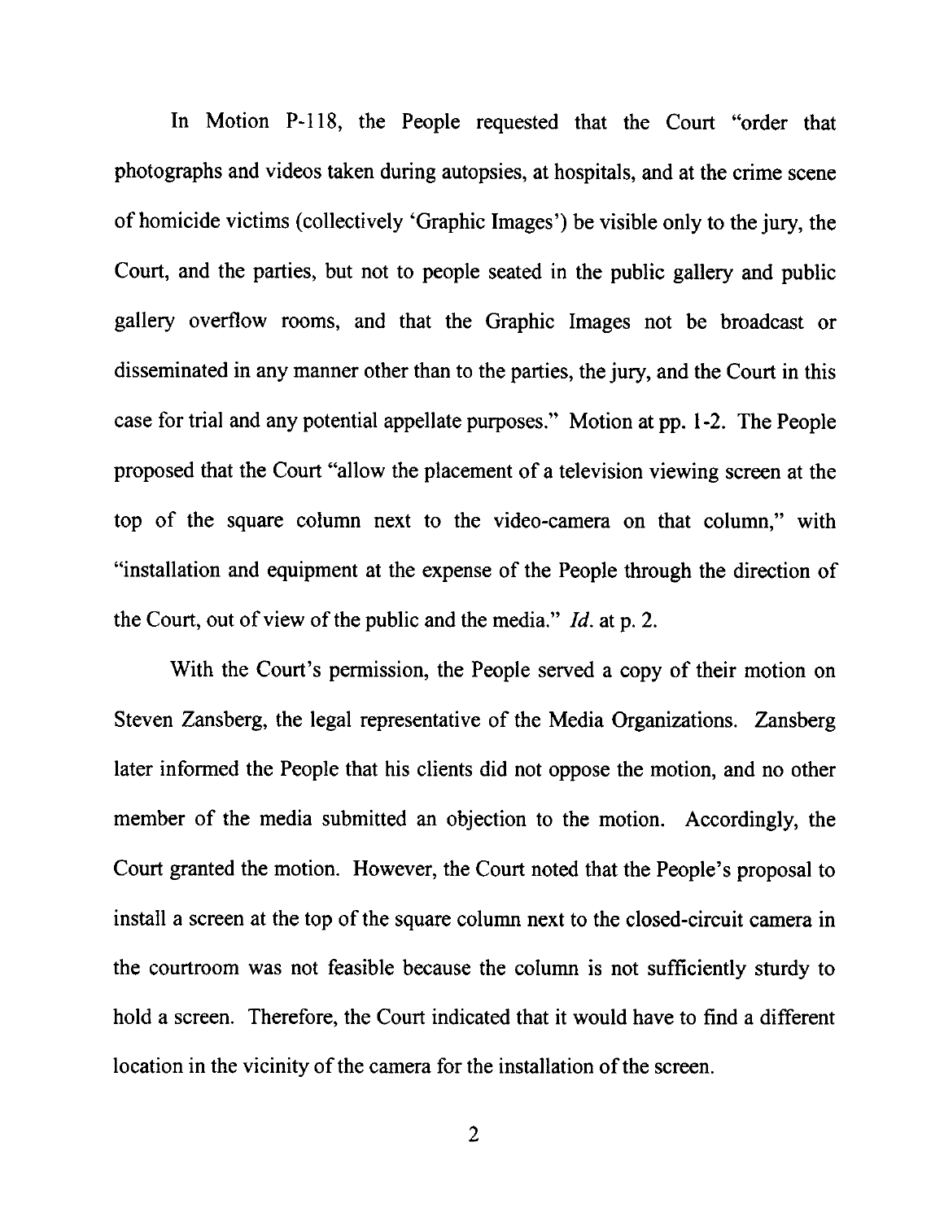In Motion P-118, the People requested that the Court "order that photographs and videos taken during autopsies, at hospitals, and at the crime scene of homicide victims (collectively 'Graphic Images') be visible only to the jury, the Court, and the parties, but not to people seated in the public gallery and public gallery overflow rooms, and that the Graphic Images not be broadcast or disseminated in any manner other than to the parties, the jury, and the Court in this case for trial and any potential appellate purposes." Motion at pp. 1-2. The People proposed that the Court "allow the placement of a television viewing screen at the top of the square column next to the video-camera on that column," with "installation and equipment at the expense of the People through the direction of the Court, out of view of the public and the media." *Id.* at p. 2.

With the Court's permission, the People served a copy of their motion on Steven Zansberg, the legal representative of the Media Organizations. Zansberg later informed the People that his clients did not oppose the motion, and no other member of the media submitted an objection to the motion. Accordingly, the Court granted the motion. However, the Court noted that the People's proposal to install a screen at the top of the square column next to the closed-circuit camera in the courtroom was not feasible because the column is not sufficiently sturdy to hold a screen. Therefore, the Court indicated that it would have to find a different location in the vicinity of the camera for the installation of the screen.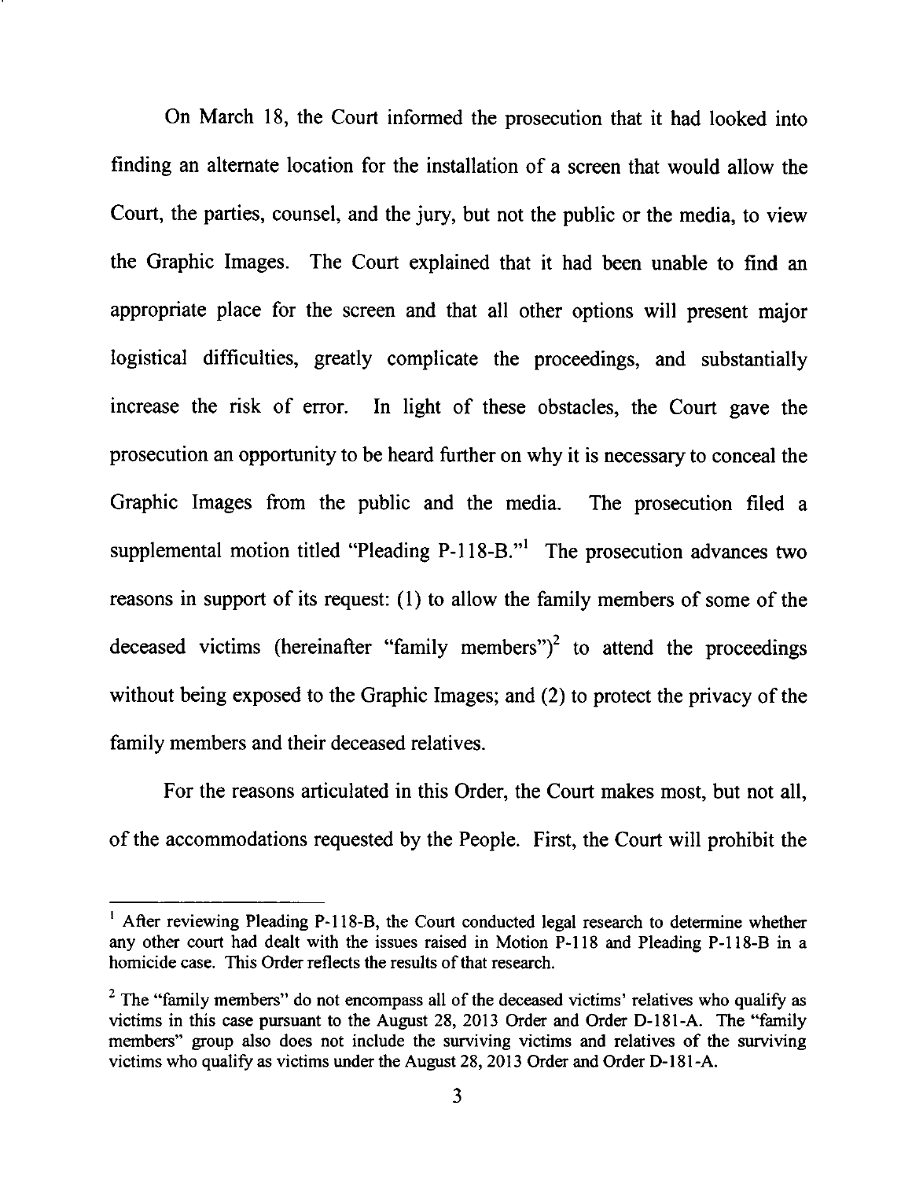On March 18, the Court informed the prosecution that it had looked into finding an alternate location for the installation of a screen that would allow the Court, the parties, counsel, and the jury, but not the public or the media, to view the Graphic Images. The Court explained that it had been unable to find an appropriate place for the screen and that all other options will present major logistical difficulties, greatly complicate the proceedings, and substantially increase the risk of error. In light of these obstacles, the Court gave the prosecution an opportunity to be heard further on why it is necessary to conceal the Graphic Images from the public and the media. The prosecution filed a supplemental motion titled "Pleading P-118-B."[1] The prosecution advances two reasons in support of its request: (1) to allow the family members of some of the deceased victims (hereinafter "family members")[2] to attend the proceedings without being exposed to the Graphic Images; and (2) to protect the privacy of the family members and their deceased relatives.

For the reasons articulated in this Order, the Court makes most, but not all, of the accommodations requested by the People. First, the Court will prohibit the

---

[1] After reviewing Pleading P-118-B, the Court conducted legal research to determine whether any other court had dealt with the issues raised in Motion P-118 and Pleading P-118-B in a homicide case. This Order reflects the results of that research.

[2] The "family members" do not encompass all of the deceased victims' relatives who qualify as victims in this case pursuant to the August 28, 2013 Order and Order D-181-A. The "family members" group also does not include the surviving victims and relatives of the surviving victims who qualify as victims under the August 28, 2013 Order and Order D-181-A.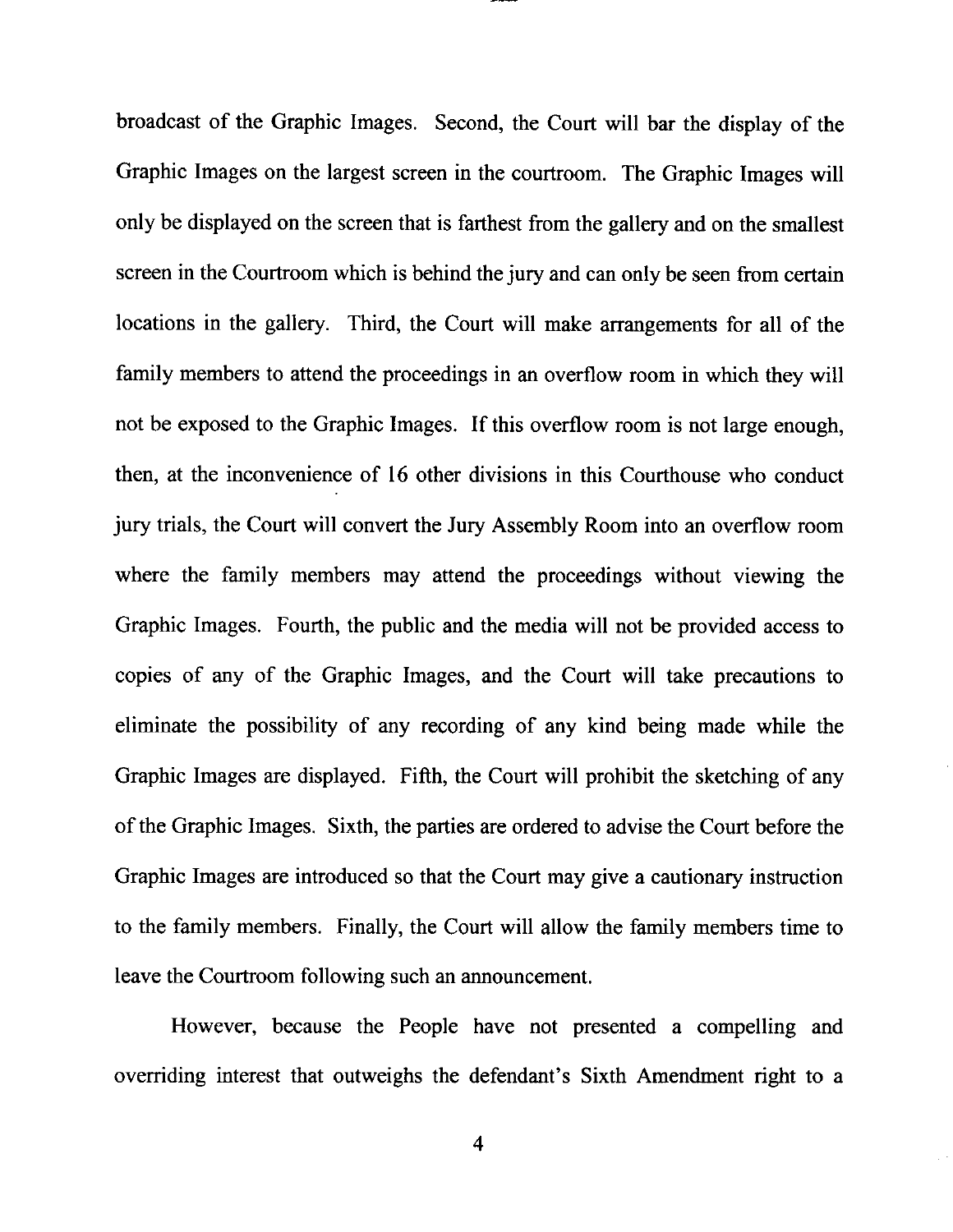broadcast of the Graphic Images. Second, the Court will bar the display of the Graphic Images on the largest screen in the courtroom. The Graphic Images will only be displayed on the screen that is farthest from the gallery and on the smallest screen in the Courtroom which is behind the jury and can only be seen from certain locations in the gallery. Third, the Court will make arrangements for all of the family members to attend the proceedings in an overflow room in which they will not be exposed to the Graphic Images. If this overflow room is not large enough, then, at the inconvenience of 16 other divisions in this Courthouse who conduct jury trials, the Court will convert the Jury Assembly Room into an overflow room where the family members may attend the proceedings without viewing the Graphic Images. Fourth, the public and the media will not be provided access to copies of any of the Graphic Images, and the Court will take precautions to eliminate the possibility of any recording of any kind being made while the Graphic Images are displayed. Fifth, the Court will prohibit the sketching of any of the Graphic Images. Sixth, the parties are ordered to advise the Court before the Graphic Images are introduced so that the Court may give a cautionary instruction to the family members. Finally, the Court will allow the family members time to leave the Courtroom following such an announcement.

However, because the People have not presented a compelling and overriding interest that outweighs the defendant's Sixth Amendment right to a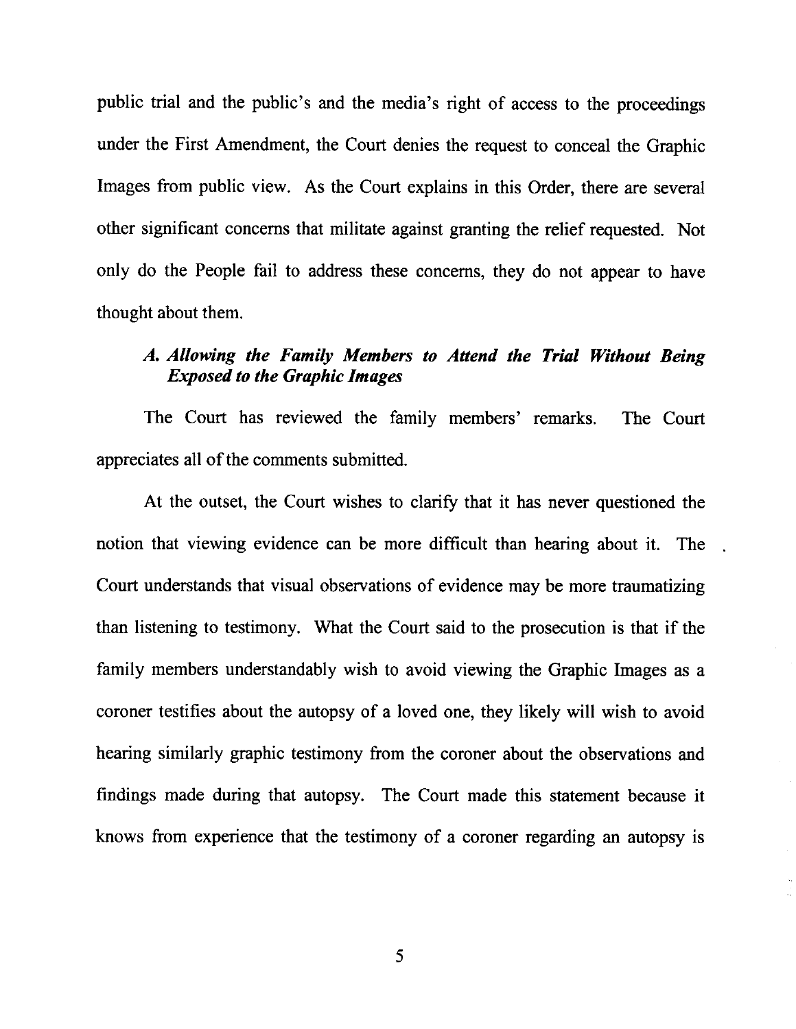public trial and the public's and the media's right of access to the proceedings under the First Amendment, the Court denies the request to conceal the Graphic Images from public view. As the Court explains in this Order, there are several other significant concerns that militate against granting the relief requested. Not only do the People fail to address these concerns, they do not appear to have thought about them.

### *A. Allowing the Family Members to Attend the Trial Without Being Exposed to the Graphic Images*

The Court has reviewed the family members' remarks. The Court appreciates all of the comments submitted.

At the outset, the Court wishes to clarify that it has never questioned the notion that viewing evidence can be more difficult than hearing about it. The Court understands that visual observations of evidence may be more traumatizing than listening to testimony. What the Court said to the prosecution is that if the family members understandably wish to avoid viewing the Graphic Images as a coroner testifies about the autopsy of a loved one, they likely will wish to avoid hearing similarly graphic testimony from the coroner about the observations and findings made during that autopsy. The Court made this statement because it knows from experience that the testimony of a coroner regarding an autopsy is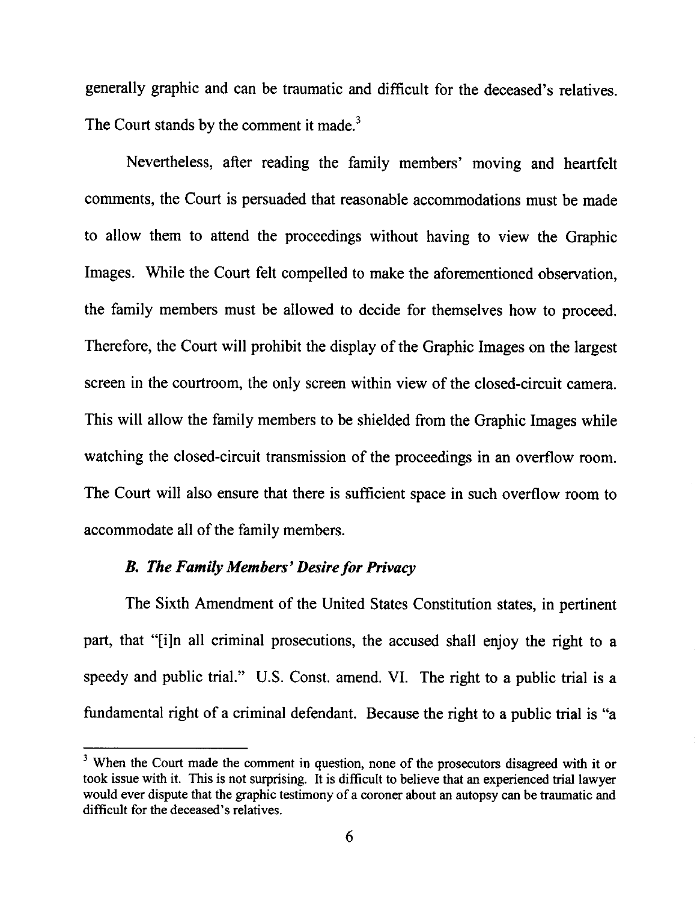generally graphic and can be traumatic and difficult for the deceased's relatives. The Court stands by the comment it made.[3]

Nevertheless, after reading the family members' moving and heartfelt comments, the Court is persuaded that reasonable accommodations must be made to allow them to attend the proceedings without having to view the Graphic Images. While the Court felt compelled to make the aforementioned observation, the family members must be allowed to decide for themselves how to proceed. Therefore, the Court will prohibit the display of the Graphic Images on the largest screen in the courtroom, the only screen within view of the closed-circuit camera. This will allow the family members to be shielded from the Graphic Images while watching the closed-circuit transmission of the proceedings in an overflow room. The Court will also ensure that there is sufficient space in such overflow room to accommodate all of the family members.

### *B. The Family Members' Desire for Privacy*

The Sixth Amendment of the United States Constitution states, in pertinent part, that "[i]n all criminal prosecutions, the accused shall enjoy the right to a speedy and public trial." U.S. Const. amend. VI. The right to a public trial is a fundamental right of a criminal defendant. Because the right to a public trial is "a

---

[3] When the Court made the comment in question, none of the prosecutors disagreed with it or took issue with it. This is not surprising. It is difficult to believe that an experienced trial lawyer would ever dispute that the graphic testimony of a coroner about an autopsy can be traumatic and difficult for the deceased's relatives.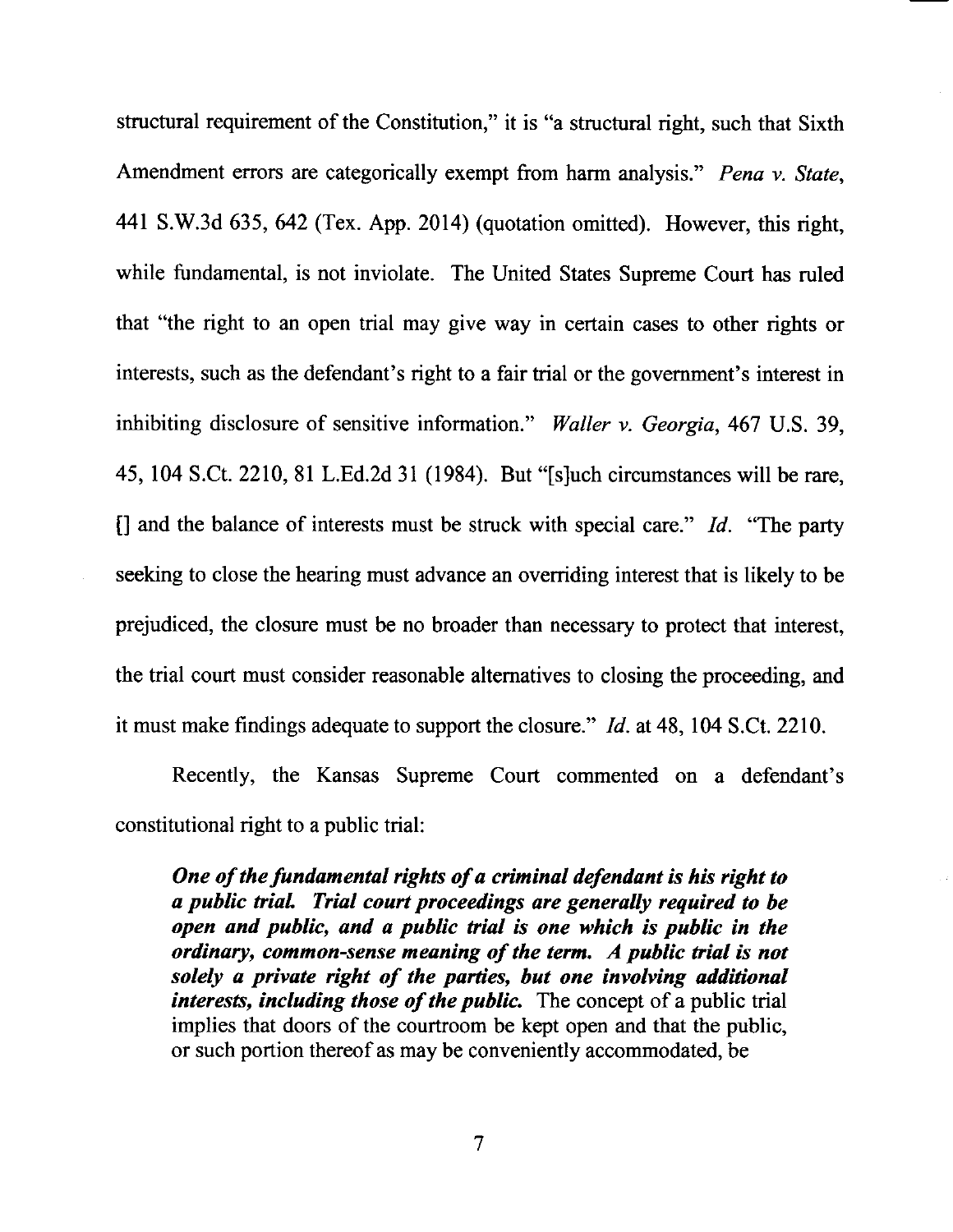structural requirement of the Constitution," it is "a structural right, such that Sixth Amendment errors are categorically exempt from harm analysis." *Pena v. State*, 441 S.W.3d 635, 642 (Tex. App. 2014) (quotation omitted). However, this right, while fundamental, is not inviolate. The United States Supreme Court has ruled that "the right to an open trial may give way in certain cases to other rights or interests, such as the defendant's right to a fair trial or the government's interest in inhibiting disclosure of sensitive information." *Waller v. Georgia*, 467 U.S. 39, 45, 104 S.Ct. 2210, 81 L.Ed.2d 31 (1984). But "[s]uch circumstances will be rare, [] and the balance of interests must be struck with special care." *Id.* "The party seeking to close the hearing must advance an overriding interest that is likely to be prejudiced, the closure must be no broader than necessary to protect that interest, the trial court must consider reasonable alternatives to closing the proceeding, and it must make findings adequate to support the closure." *Id.* at 48, 104 S.Ct. 2210.

Recently, the Kansas Supreme Court commented on a defendant's constitutional right to a public trial:

> ***One of the fundamental rights of a criminal defendant is his right to a public trial. Trial court proceedings are generally required to be open and public, and a public trial is one which is public in the ordinary, common-sense meaning of the term. A public trial is not solely a private right of the parties, but one involving additional interests, including those of the public.*** The concept of a public trial implies that doors of the courtroom be kept open and that the public, or such portion thereof as may be conveniently accommodated, be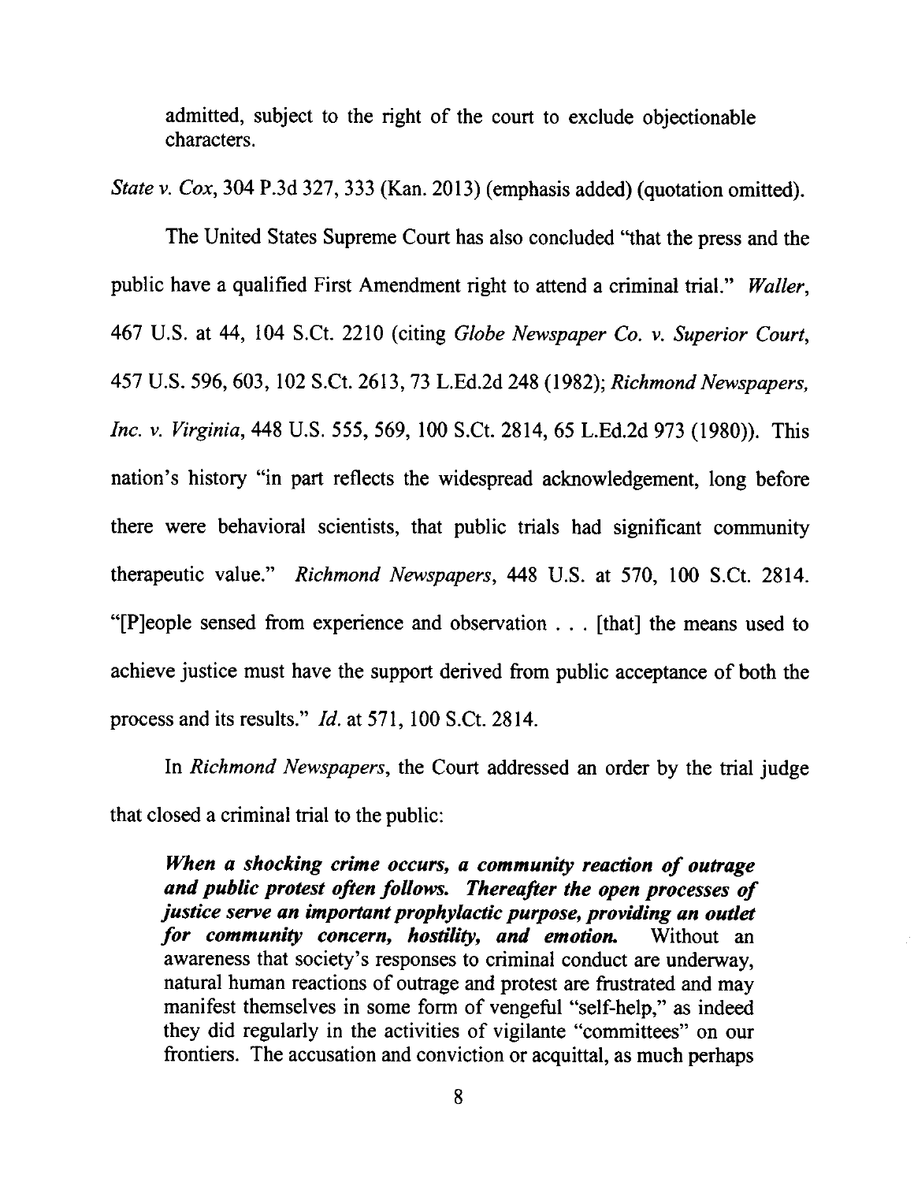admitted, subject to the right of the court to exclude objectionable characters.

*State v. Cox*, 304 P.3d 327, 333 (Kan. 2013) (emphasis added) (quotation omitted).

The United States Supreme Court has also concluded "that the press and the public have a qualified First Amendment right to attend a criminal trial." *Waller*, 467 U.S. at 44, 104 S.Ct. 2210 (citing *Globe Newspaper Co. v. Superior Court*, 457 U.S. 596, 603, 102 S.Ct. 2613, 73 L.Ed.2d 248 (1982); *Richmond Newspapers, Inc. v. Virginia*, 448 U.S. 555, 569, 100 S.Ct. 2814, 65 L.Ed.2d 973 (1980)). This nation's history "in part reflects the widespread acknowledgement, long before there were behavioral scientists, that public trials had significant community therapeutic value." *Richmond Newspapers*, 448 U.S. at 570, 100 S.Ct. 2814. "[P]eople sensed from experience and observation . . . [that] the means used to achieve justice must have the support derived from public acceptance of both the process and its results." *Id.* at 571, 100 S.Ct. 2814.

In *Richmond Newspapers*, the Court addressed an order by the trial judge that closed a criminal trial to the public:

> ***When a shocking crime occurs, a community reaction of outrage and public protest often follows. Thereafter the open processes of justice serve an important prophylactic purpose, providing an outlet for community concern, hostility, and emotion.*** Without an awareness that society's responses to criminal conduct are underway, natural human reactions of outrage and protest are frustrated and may manifest themselves in some form of vengeful "self-help," as indeed they did regularly in the activities of vigilante "committees" on our frontiers. The accusation and conviction or acquittal, as much perhaps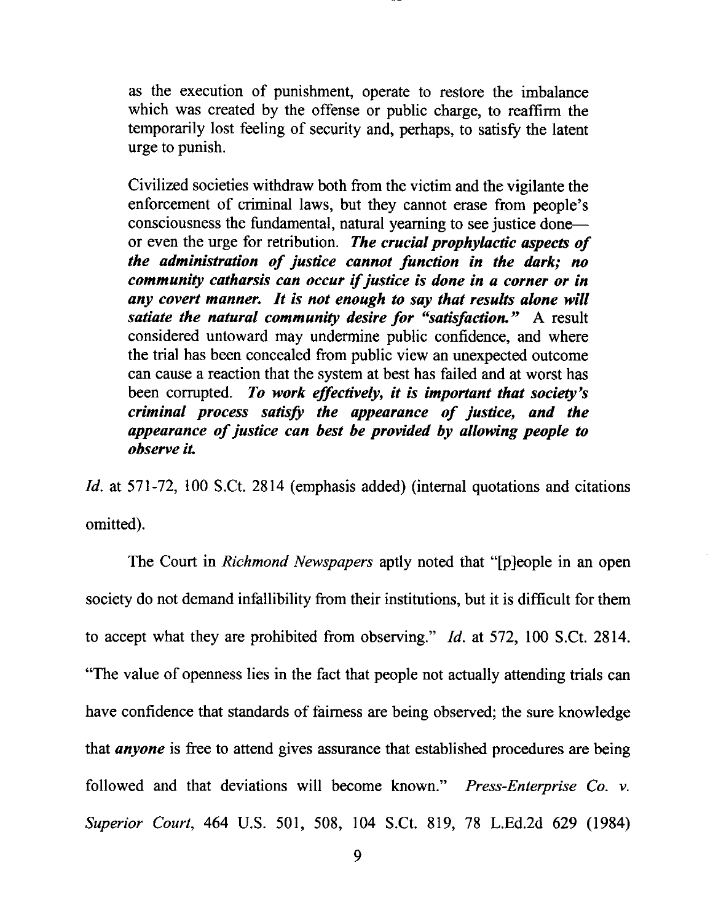> as the execution of punishment, operate to restore the imbalance which was created by the offense or public charge, to reaffirm the temporarily lost feeling of security and, perhaps, to satisfy the latent urge to punish.
>
> Civilized societies withdraw both from the victim and the vigilante the enforcement of criminal laws, but they cannot erase from people's consciousness the fundamental, natural yearning to see justice done—or even the urge for retribution. ***The crucial prophylactic aspects of the administration of justice cannot function in the dark; no community catharsis can occur if justice is done in a corner or in any covert manner. It is not enough to say that results alone will satiate the natural community desire for "satisfaction."*** A result considered untoward may undermine public confidence, and where the trial has been concealed from public view an unexpected outcome can cause a reaction that the system at best has failed and at worst has been corrupted. ***To work effectively, it is important that society's criminal process satisfy the appearance of justice, and the appearance of justice can best be provided by allowing people to observe it.***

*Id.* at 571-72, 100 S.Ct. 2814 (emphasis added) (internal quotations and citations omitted).

The Court in *Richmond Newspapers* aptly noted that "[p]eople in an open society do not demand infallibility from their institutions, but it is difficult for them to accept what they are prohibited from observing." *Id.* at 572, 100 S.Ct. 2814. "The value of openness lies in the fact that people not actually attending trials can have confidence that standards of fairness are being observed; the sure knowledge that ***anyone*** is free to attend gives assurance that established procedures are being followed and that deviations will become known." *Press-Enterprise Co. v. Superior Court*, 464 U.S. 501, 508, 104 S.Ct. 819, 78 L.Ed.2d 629 (1984)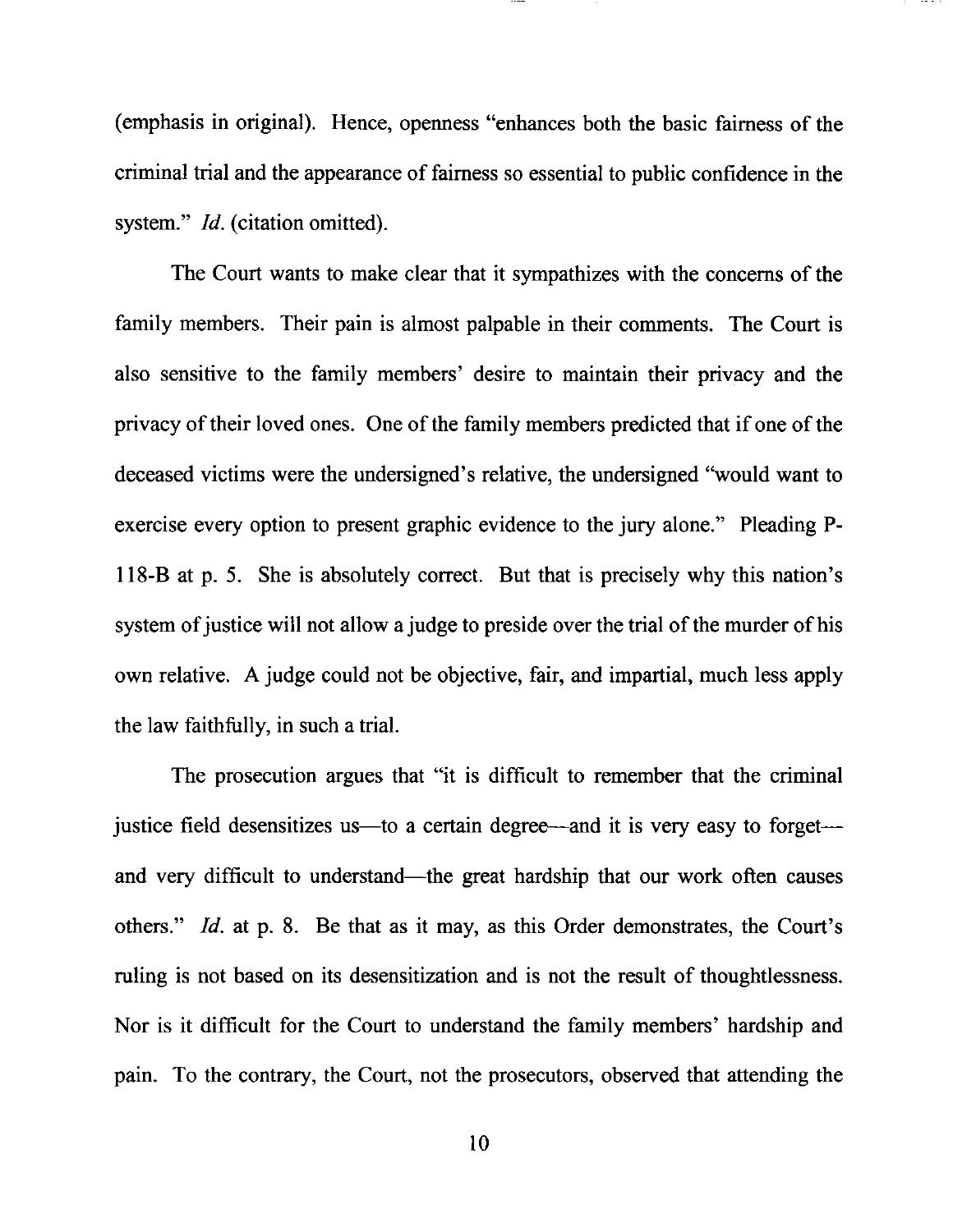(emphasis in original). Hence, openness "enhances both the basic fairness of the criminal trial and the appearance of fairness so essential to public confidence in the system." *Id.* (citation omitted).

The Court wants to make clear that it sympathizes with the concerns of the family members. Their pain is almost palpable in their comments. The Court is also sensitive to the family members' desire to maintain their privacy and the privacy of their loved ones. One of the family members predicted that if one of the deceased victims were the undersigned's relative, the undersigned "would want to exercise every option to present graphic evidence to the jury alone." Pleading P-118-B at p. 5. She is absolutely correct. But that is precisely why this nation's system of justice will not allow a judge to preside over the trial of the murder of his own relative. A judge could not be objective, fair, and impartial, much less apply the law faithfully, in such a trial.

The prosecution argues that "it is difficult to remember that the criminal justice field desensitizes us—to a certain degree—and it is very easy to forget—and very difficult to understand—the great hardship that our work often causes others." *Id.* at p. 8. Be that as it may, as this Order demonstrates, the Court's ruling is not based on its desensitization and is not the result of thoughtlessness. Nor is it difficult for the Court to understand the family members' hardship and pain. To the contrary, the Court, not the prosecutors, observed that attending the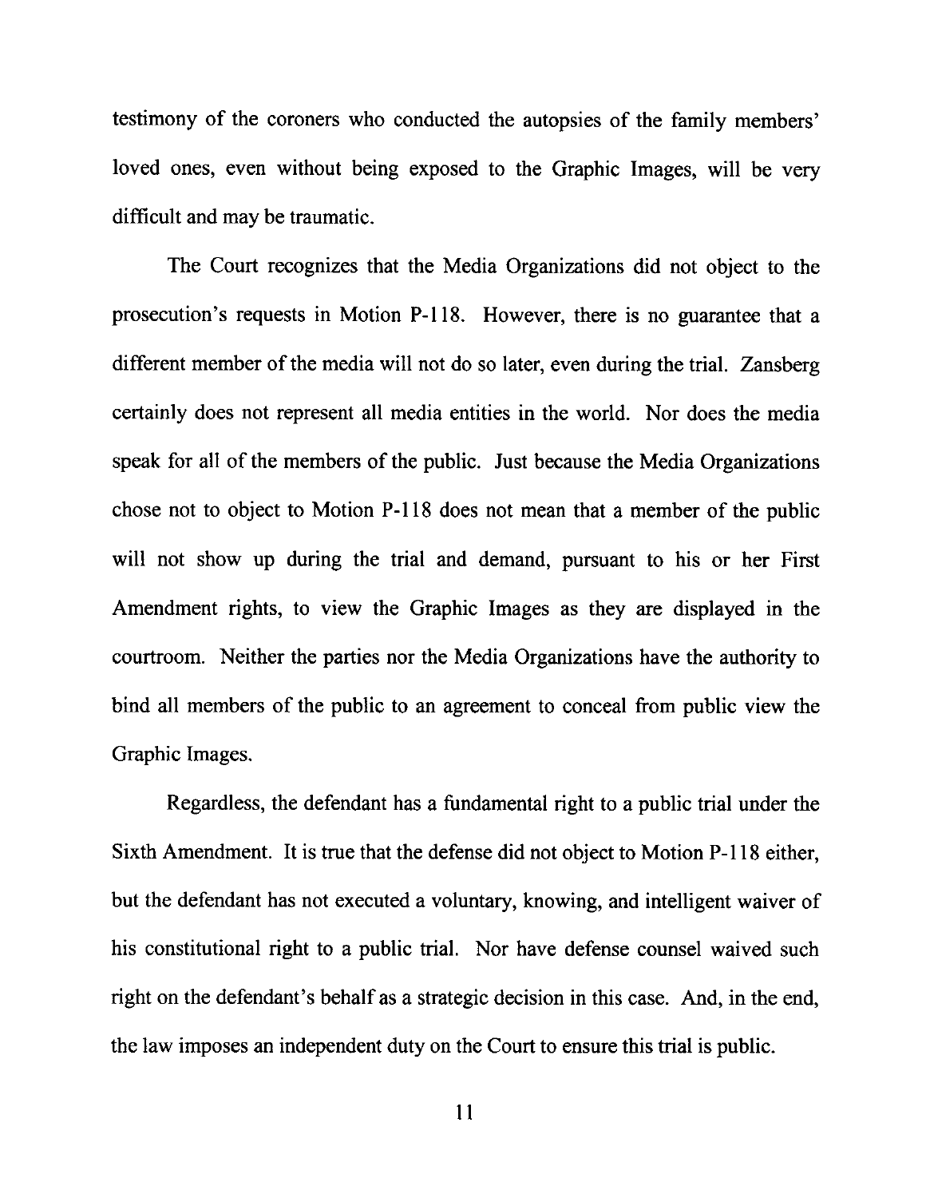testimony of the coroners who conducted the autopsies of the family members' loved ones, even without being exposed to the Graphic Images, will be very difficult and may be traumatic.

The Court recognizes that the Media Organizations did not object to the prosecution's requests in Motion P-118. However, there is no guarantee that a different member of the media will not do so later, even during the trial. Zansberg certainly does not represent all media entities in the world. Nor does the media speak for all of the members of the public. Just because the Media Organizations chose not to object to Motion P-118 does not mean that a member of the public will not show up during the trial and demand, pursuant to his or her First Amendment rights, to view the Graphic Images as they are displayed in the courtroom. Neither the parties nor the Media Organizations have the authority to bind all members of the public to an agreement to conceal from public view the Graphic Images.

Regardless, the defendant has a fundamental right to a public trial under the Sixth Amendment. It is true that the defense did not object to Motion P-118 either, but the defendant has not executed a voluntary, knowing, and intelligent waiver of his constitutional right to a public trial. Nor have defense counsel waived such right on the defendant's behalf as a strategic decision in this case. And, in the end, the law imposes an independent duty on the Court to ensure this trial is public.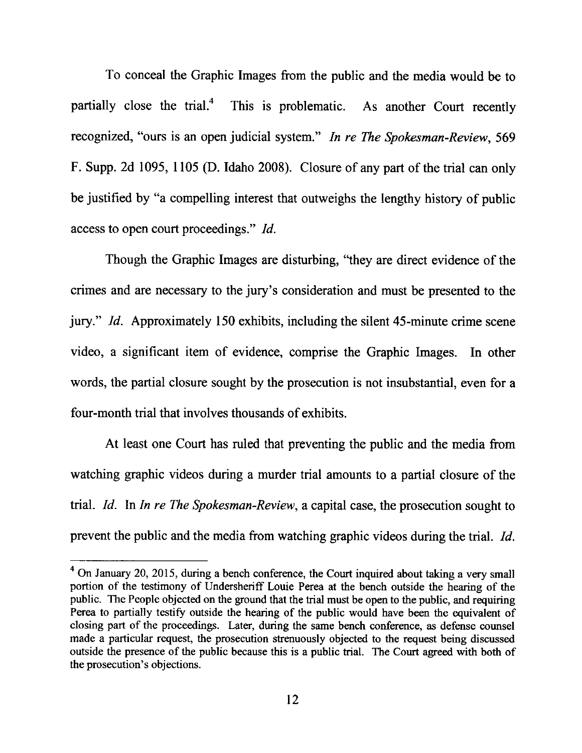To conceal the Graphic Images from the public and the media would be to partially close the trial.[4] This is problematic. As another Court recently recognized, "ours is an open judicial system." *In re The Spokesman-Review*, 569 F. Supp. 2d 1095, 1105 (D. Idaho 2008). Closure of any part of the trial can only be justified by "a compelling interest that outweighs the lengthy history of public access to open court proceedings." *Id.*

Though the Graphic Images are disturbing, "they are direct evidence of the crimes and are necessary to the jury's consideration and must be presented to the jury." *Id.* Approximately 150 exhibits, including the silent 45-minute crime scene video, a significant item of evidence, comprise the Graphic Images. In other words, the partial closure sought by the prosecution is not insubstantial, even for a four-month trial that involves thousands of exhibits.

At least one Court has ruled that preventing the public and the media from watching graphic videos during a murder trial amounts to a partial closure of the trial. *Id.* In *In re The Spokesman-Review*, a capital case, the prosecution sought to prevent the public and the media from watching graphic videos during the trial. *Id.*

---

[4] On January 20, 2015, during a bench conference, the Court inquired about taking a very small portion of the testimony of Undersheriff Louie Perea at the bench outside the hearing of the public. The People objected on the ground that the trial must be open to the public, and requiring Perea to partially testify outside the hearing of the public would have been the equivalent of closing part of the proceedings. Later, during the same bench conference, as defense counsel made a particular request, the prosecution strenuously objected to the request being discussed outside the presence of the public because this is a public trial. The Court agreed with both of the prosecution's objections.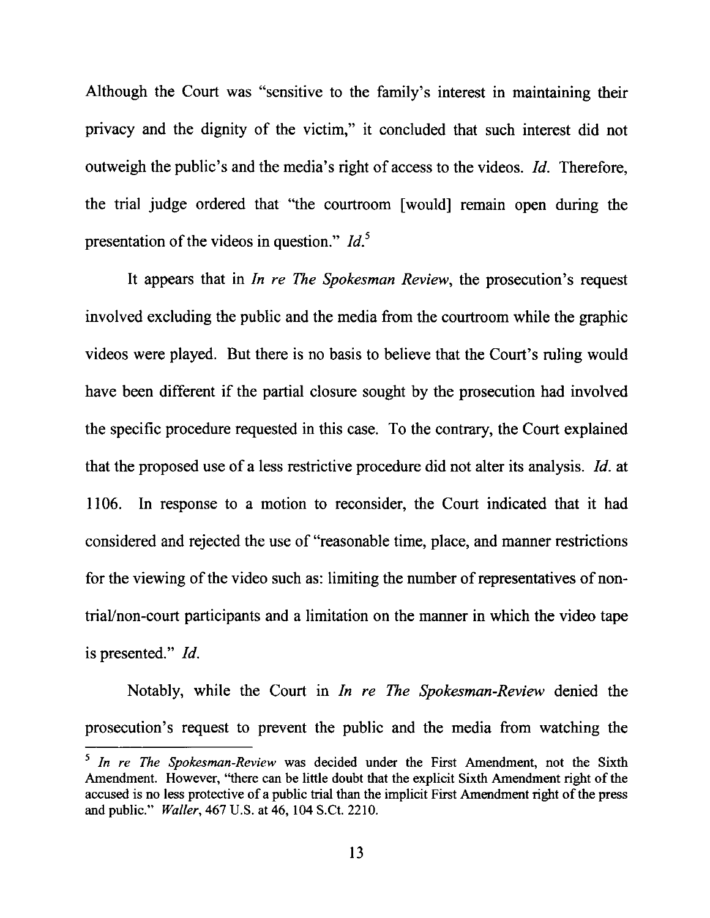Although the Court was "sensitive to the family's interest in maintaining their privacy and the dignity of the victim," it concluded that such interest did not outweigh the public's and the media's right of access to the videos. *Id.* Therefore, the trial judge ordered that "the courtroom [would] remain open during the presentation of the videos in question." *Id.*[5]

It appears that in *In re The Spokesman Review*, the prosecution's request involved excluding the public and the media from the courtroom while the graphic videos were played. But there is no basis to believe that the Court's ruling would have been different if the partial closure sought by the prosecution had involved the specific procedure requested in this case. To the contrary, the Court explained that the proposed use of a less restrictive procedure did not alter its analysis. *Id.* at 1106. In response to a motion to reconsider, the Court indicated that it had considered and rejected the use of "reasonable time, place, and manner restrictions for the viewing of the video such as: limiting the number of representatives of non-trial/non-court participants and a limitation on the manner in which the video tape is presented." *Id.*

Notably, while the Court in *In re The Spokesman-Review* denied the prosecution's request to prevent the public and the media from watching the

---

[5] *In re The Spokesman-Review* was decided under the First Amendment, not the Sixth Amendment. However, "there can be little doubt that the explicit Sixth Amendment right of the accused is no less protective of a public trial than the implicit First Amendment right of the press and public." *Waller*, 467 U.S. at 46, 104 S.Ct. 2210.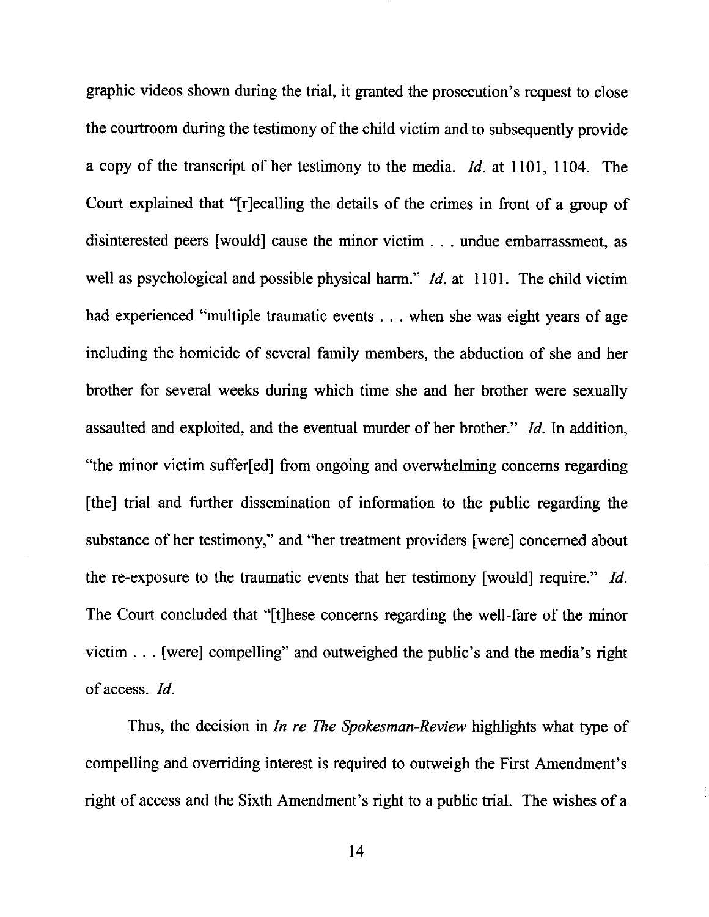graphic videos shown during the trial, it granted the prosecution's request to close the courtroom during the testimony of the child victim and to subsequently provide a copy of the transcript of her testimony to the media. *Id.* at 1101, 1104. The Court explained that "[r]ecalling the details of the crimes in front of a group of disinterested peers [would] cause the minor victim . . . undue embarrassment, as well as psychological and possible physical harm." *Id.* at 1101. The child victim had experienced "multiple traumatic events . . . when she was eight years of age including the homicide of several family members, the abduction of she and her brother for several weeks during which time she and her brother were sexually assaulted and exploited, and the eventual murder of her brother." *Id.* In addition, "the minor victim suffer[ed] from ongoing and overwhelming concerns regarding [the] trial and further dissemination of information to the public regarding the substance of her testimony," and "her treatment providers [were] concerned about the re-exposure to the traumatic events that her testimony [would] require." *Id.* The Court concluded that "[t]hese concerns regarding the well-fare of the minor victim . . . [were] compelling" and outweighed the public's and the media's right of access. *Id.*

Thus, the decision in *In re The Spokesman-Review* highlights what type of compelling and overriding interest is required to outweigh the First Amendment's right of access and the Sixth Amendment's right to a public trial. The wishes of a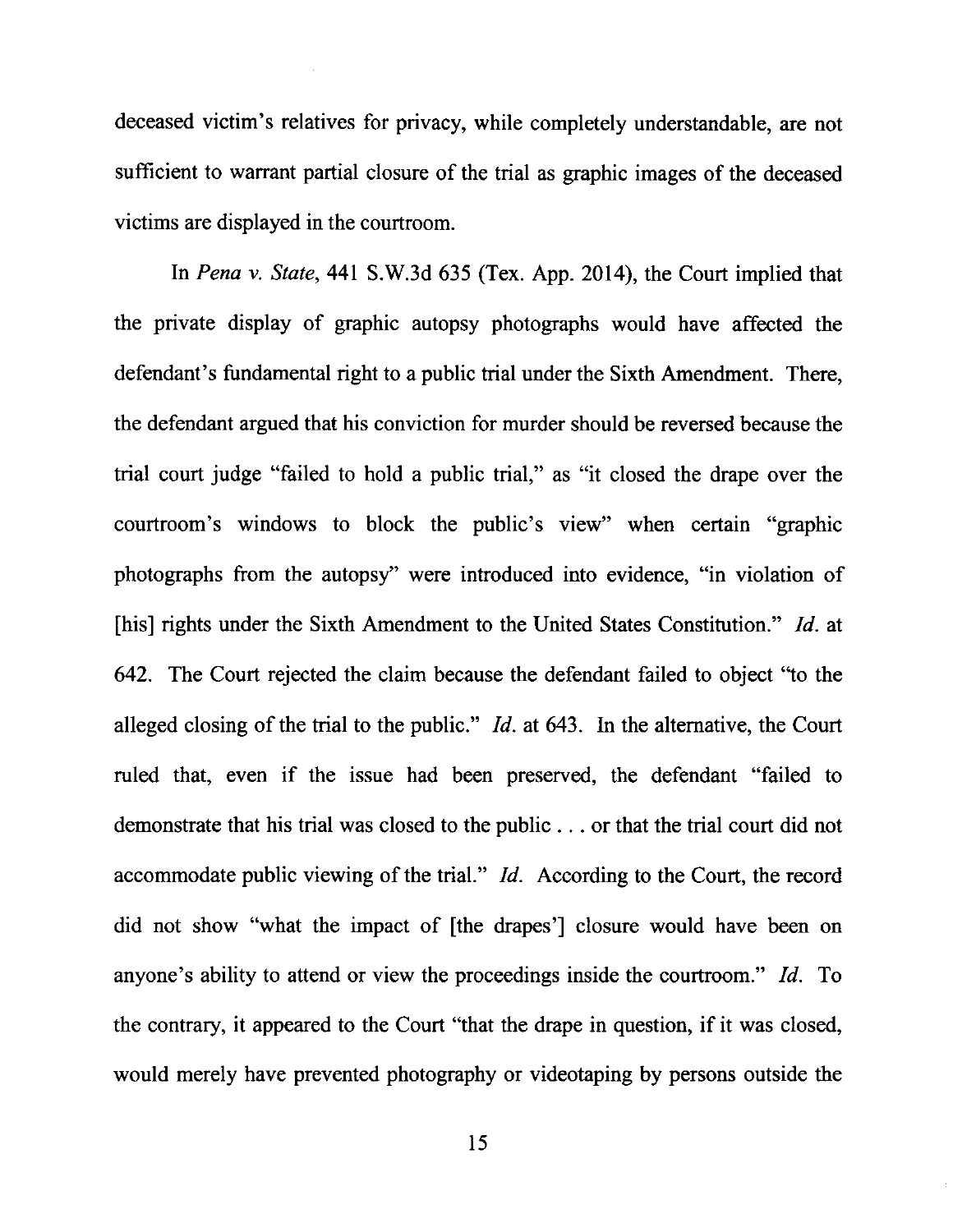deceased victim's relatives for privacy, while completely understandable, are not sufficient to warrant partial closure of the trial as graphic images of the deceased victims are displayed in the courtroom.

In *Pena v. State*, 441 S.W.3d 635 (Tex. App. 2014), the Court implied that the private display of graphic autopsy photographs would have affected the defendant's fundamental right to a public trial under the Sixth Amendment. There, the defendant argued that his conviction for murder should be reversed because the trial court judge "failed to hold a public trial," as "it closed the drape over the courtroom's windows to block the public's view" when certain "graphic photographs from the autopsy" were introduced into evidence, "in violation of [his] rights under the Sixth Amendment to the United States Constitution." *Id.* at 642. The Court rejected the claim because the defendant failed to object "to the alleged closing of the trial to the public." *Id.* at 643. In the alternative, the Court ruled that, even if the issue had been preserved, the defendant "failed to demonstrate that his trial was closed to the public . . . or that the trial court did not accommodate public viewing of the trial." *Id.* According to the Court, the record did not show "what the impact of [the drapes'] closure would have been on anyone's ability to attend or view the proceedings inside the courtroom." *Id.* To the contrary, it appeared to the Court "that the drape in question, if it was closed, would merely have prevented photography or videotaping by persons outside the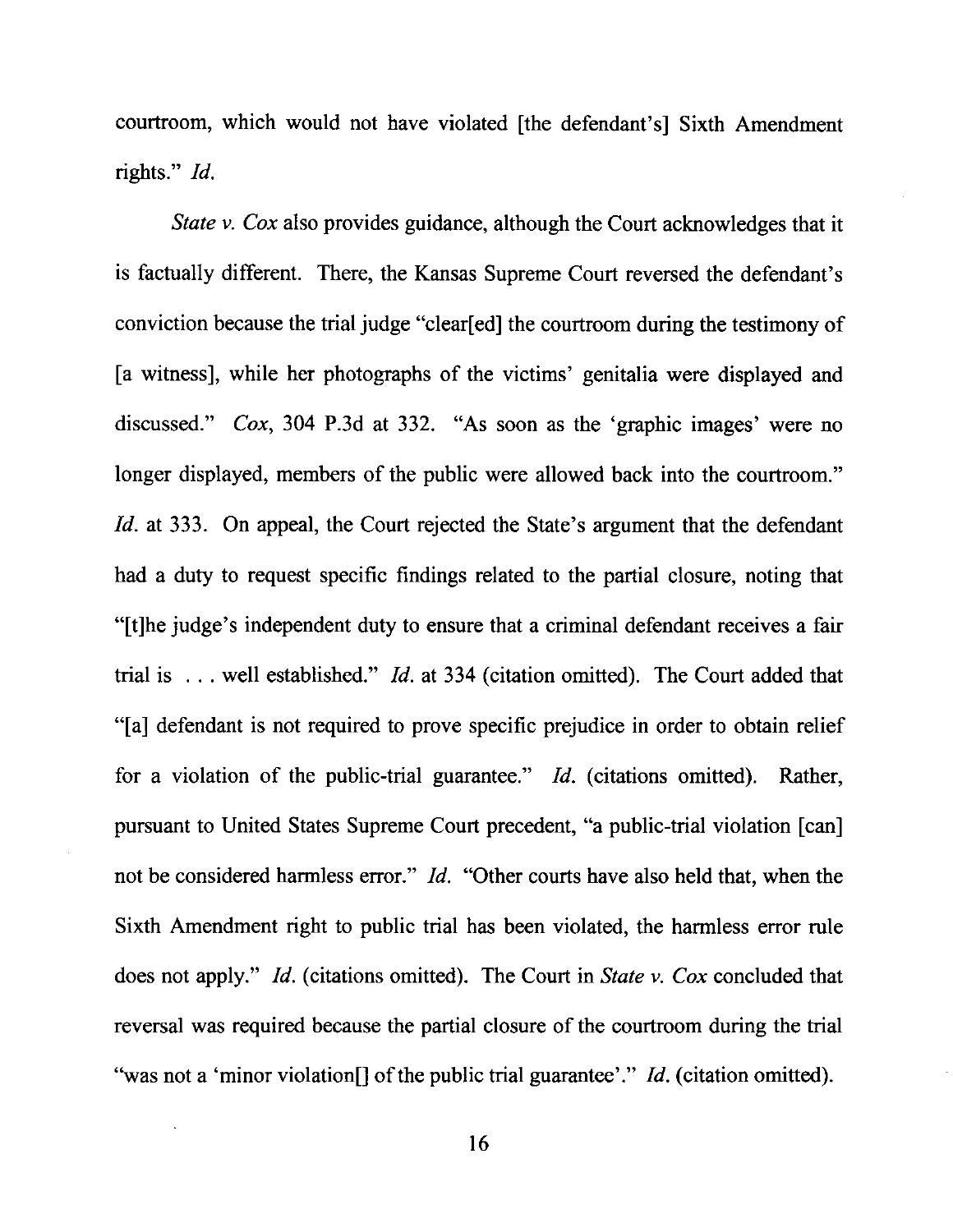courtroom, which would not have violated [the defendant's] Sixth Amendment rights." *Id.*

*State v. Cox* also provides guidance, although the Court acknowledges that it is factually different. There, the Kansas Supreme Court reversed the defendant's conviction because the trial judge "clear[ed] the courtroom during the testimony of [a witness], while her photographs of the victims' genitalia were displayed and discussed." *Cox*, 304 P.3d at 332. "As soon as the 'graphic images' were no longer displayed, members of the public were allowed back into the courtroom." *Id.* at 333. On appeal, the Court rejected the State's argument that the defendant had a duty to request specific findings related to the partial closure, noting that "[t]he judge's independent duty to ensure that a criminal defendant receives a fair trial is . . . well established." *Id.* at 334 (citation omitted). The Court added that "[a] defendant is not required to prove specific prejudice in order to obtain relief for a violation of the public-trial guarantee." *Id.* (citations omitted). Rather, pursuant to United States Supreme Court precedent, "a public-trial violation [can] not be considered harmless error." *Id.* "Other courts have also held that, when the Sixth Amendment right to public trial has been violated, the harmless error rule does not apply." *Id.* (citations omitted). The Court in *State v. Cox* concluded that reversal was required because the partial closure of the courtroom during the trial "was not a 'minor violation[] of the public trial guarantee'." *Id.* (citation omitted).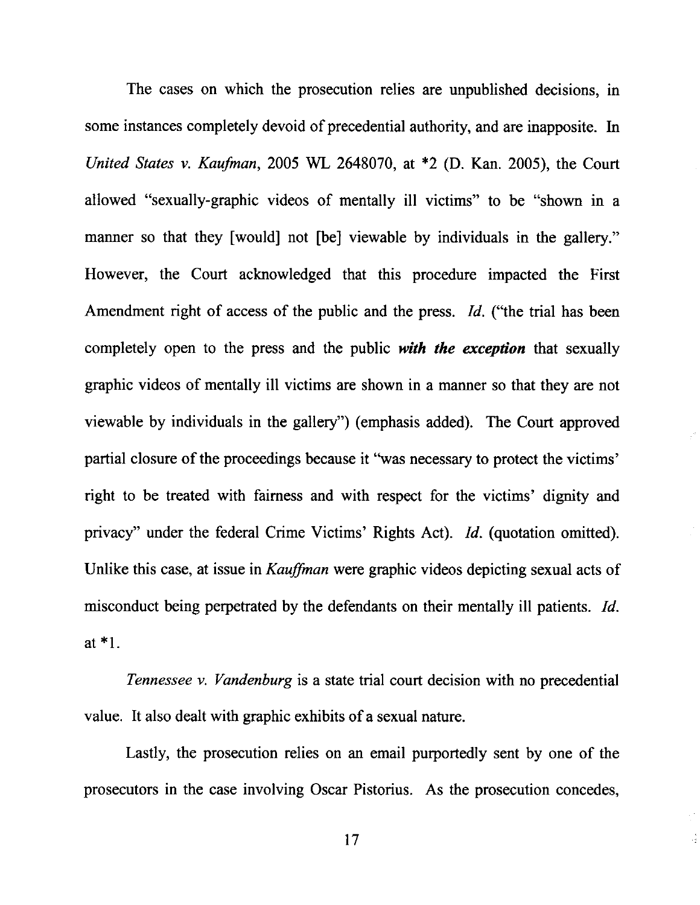The cases on which the prosecution relies are unpublished decisions, in some instances completely devoid of precedential authority, and are inapposite. In *United States v. Kaufman*, 2005 WL 2648070, at *2 (D. Kan. 2005), the Court allowed "sexually-graphic videos of mentally ill victims" to be "shown in a manner so that they [would] not [be] viewable by individuals in the gallery." However, the Court acknowledged that this procedure impacted the First Amendment right of access of the public and the press. *Id.* ("the trial has been completely open to the press and the public ***with the exception*** that sexually graphic videos of mentally ill victims are shown in a manner so that they are not viewable by individuals in the gallery") (emphasis added). The Court approved partial closure of the proceedings because it "was necessary to protect the victims' right to be treated with fairness and with respect for the victims' dignity and privacy" under the federal Crime Victims' Rights Act). *Id.* (quotation omitted). Unlike this case, at issue in *Kauffman* were graphic videos depicting sexual acts of misconduct being perpetrated by the defendants on their mentally ill patients. *Id.* at *1.

*Tennessee v. Vandenburg* is a state trial court decision with no precedential value. It also dealt with graphic exhibits of a sexual nature.

Lastly, the prosecution relies on an email purportedly sent by one of the prosecutors in the case involving Oscar Pistorius. As the prosecution concedes,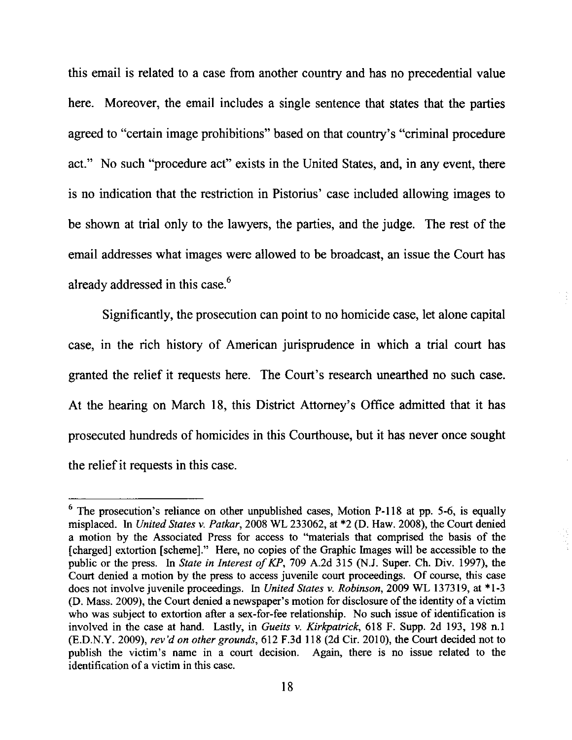this email is related to a case from another country and has no precedential value here. Moreover, the email includes a single sentence that states that the parties agreed to "certain image prohibitions" based on that country's "criminal procedure act." No such "procedure act" exists in the United States, and, in any event, there is no indication that the restriction in Pistorius' case included allowing images to be shown at trial only to the lawyers, the parties, and the judge. The rest of the email addresses what images were allowed to be broadcast, an issue the Court has already addressed in this case.[6]

Significantly, the prosecution can point to no homicide case, let alone capital case, in the rich history of American jurisprudence in which a trial court has granted the relief it requests here. The Court's research unearthed no such case. At the hearing on March 18, this District Attorney's Office admitted that it has prosecuted hundreds of homicides in this Courthouse, but it has never once sought the relief it requests in this case.

---

[6] The prosecution's reliance on other unpublished cases, Motion P-118 at pp. 5-6, is equally misplaced. In *United States v. Patkar*, 2008 WL 233062, at *2 (D. Haw. 2008), the Court denied a motion by the Associated Press for access to "materials that comprised the basis of the [charged] extortion [scheme]." Here, no copies of the Graphic Images will be accessible to the public or the press. In *State in Interest of KP*, 709 A.2d 315 (N.J. Super. Ch. Div. 1997), the Court denied a motion by the press to access juvenile court proceedings. Of course, this case does not involve juvenile proceedings. In *United States v. Robinson*, 2009 WL 137319, at *1-3 (D. Mass. 2009), the Court denied a newspaper's motion for disclosure of the identity of a victim who was subject to extortion after a sex-for-fee relationship. No such issue of identification is involved in the case at hand. Lastly, in *Gueits v. Kirkpatrick*, 618 F. Supp. 2d 193, 198 n.1 (E.D.N.Y. 2009), *rev'd on other grounds*, 612 F.3d 118 (2d Cir. 2010), the Court decided not to publish the victim's name in a court decision. Again, there is no issue related to the identification of a victim in this case.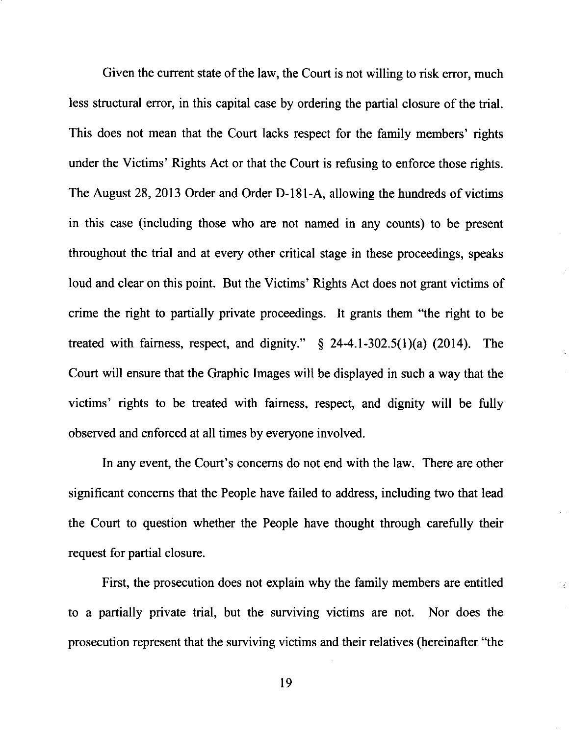Given the current state of the law, the Court is not willing to risk error, much less structural error, in this capital case by ordering the partial closure of the trial. This does not mean that the Court lacks respect for the family members' rights under the Victims' Rights Act or that the Court is refusing to enforce those rights. The August 28, 2013 Order and Order D-181-A, allowing the hundreds of victims in this case (including those who are not named in any counts) to be present throughout the trial and at every other critical stage in these proceedings, speaks loud and clear on this point. But the Victims' Rights Act does not grant victims of crime the right to partially private proceedings. It grants them "the right to be treated with fairness, respect, and dignity." § 24-4.1-302.5(1)(a) (2014). The Court will ensure that the Graphic Images will be displayed in such a way that the victims' rights to be treated with fairness, respect, and dignity will be fully observed and enforced at all times by everyone involved.

In any event, the Court's concerns do not end with the law. There are other significant concerns that the People have failed to address, including two that lead the Court to question whether the People have thought through carefully their request for partial closure.

First, the prosecution does not explain why the family members are entitled to a partially private trial, but the surviving victims are not. Nor does the prosecution represent that the surviving victims and their relatives (hereinafter "the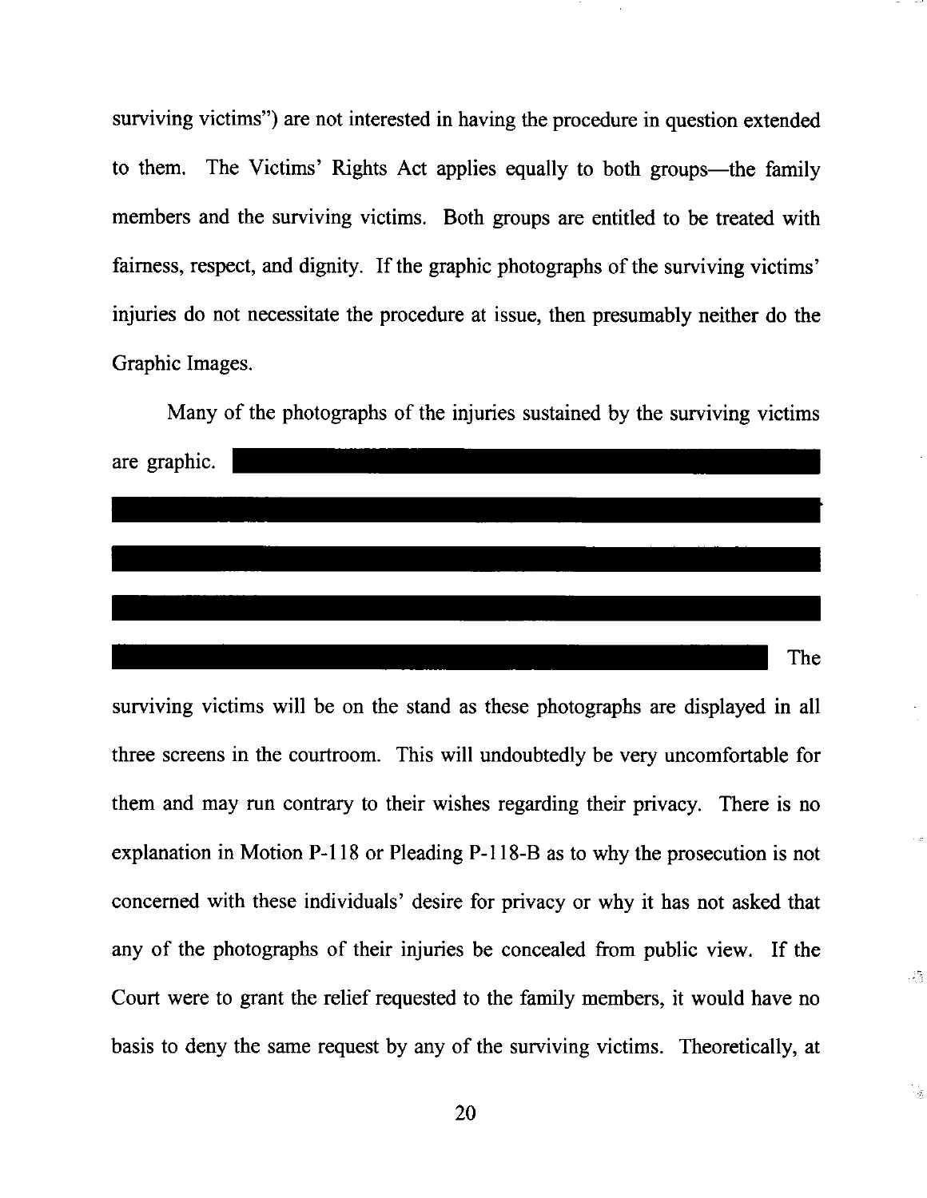surviving victims") are not interested in having the procedure in question extended to them. The Victims' Rights Act applies equally to both groups—the family members and the surviving victims. Both groups are entitled to be treated with fairness, respect, and dignity. If the graphic photographs of the surviving victims' injuries do not necessitate the procedure at issue, then presumably neither do the Graphic Images.

Many of the photographs of the injuries sustained by the surviving victims are graphic. [REDACTED] The surviving victims will be on the stand as these photographs are displayed in all three screens in the courtroom. This will undoubtedly be very uncomfortable for them and may run contrary to their wishes regarding their privacy. There is no explanation in Motion P-118 or Pleading P-118-B as to why the prosecution is not concerned with these individuals' desire for privacy or why it has not asked that any of the photographs of their injuries be concealed from public view. If the Court were to grant the relief requested to the family members, it would have no basis to deny the same request by any of the surviving victims. Theoretically, at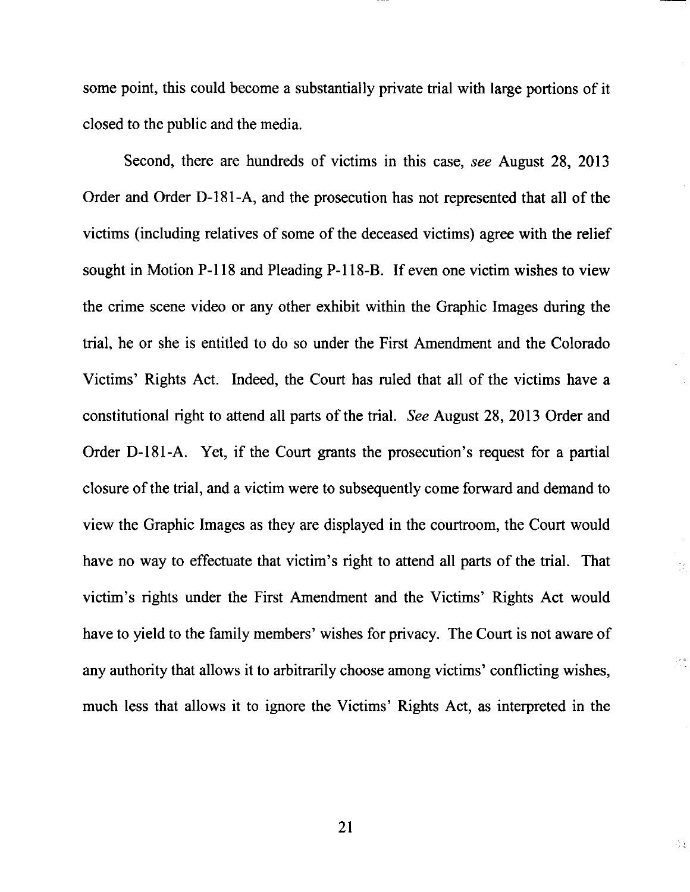some point, this could become a substantially private trial with large portions of it closed to the public and the media.

Second, there are hundreds of victims in this case, *see* August 28, 2013 Order and Order D-181-A, and the prosecution has not represented that all of the victims (including relatives of some of the deceased victims) agree with the relief sought in Motion P-118 and Pleading P-118-B. If even one victim wishes to view the crime scene video or any other exhibit within the Graphic Images during the trial, he or she is entitled to do so under the First Amendment and the Colorado Victims' Rights Act. Indeed, the Court has ruled that all of the victims have a constitutional right to attend all parts of the trial. *See* August 28, 2013 Order and Order D-181-A. Yet, if the Court grants the prosecution's request for a partial closure of the trial, and a victim were to subsequently come forward and demand to view the Graphic Images as they are displayed in the courtroom, the Court would have no way to effectuate that victim's right to attend all parts of the trial. That victim's rights under the First Amendment and the Victims' Rights Act would have to yield to the family members' wishes for privacy. The Court is not aware of any authority that allows it to arbitrarily choose among victims' conflicting wishes, much less that allows it to ignore the Victims' Rights Act, as interpreted in the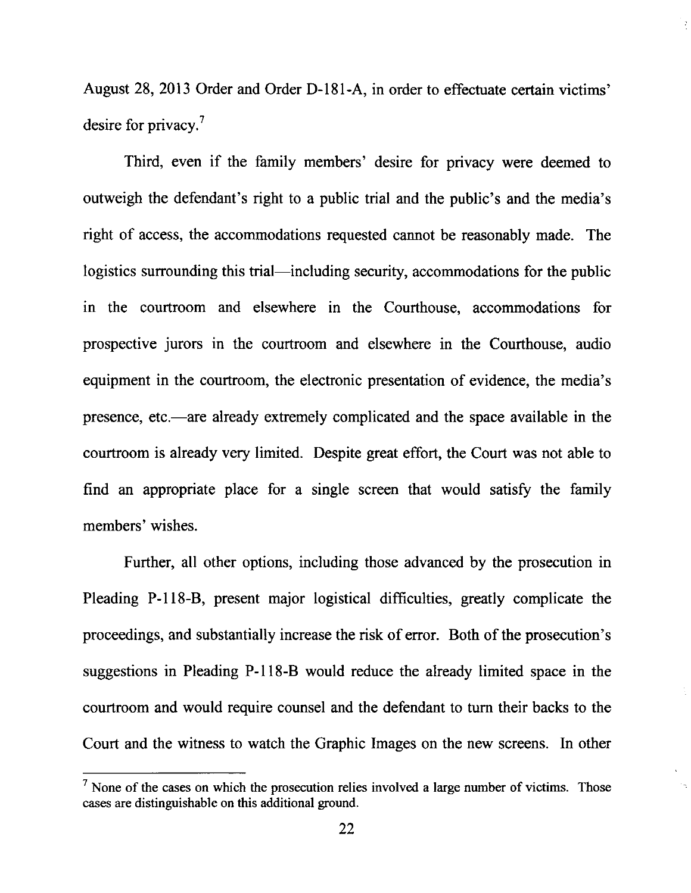August 28, 2013 Order and Order D-181-A, in order to effectuate certain victims' desire for privacy.[7]

Third, even if the family members' desire for privacy were deemed to outweigh the defendant's right to a public trial and the public's and the media's right of access, the accommodations requested cannot be reasonably made. The logistics surrounding this trial—including security, accommodations for the public in the courtroom and elsewhere in the Courthouse, accommodations for prospective jurors in the courtroom and elsewhere in the Courthouse, audio equipment in the courtroom, the electronic presentation of evidence, the media's presence, etc.—are already extremely complicated and the space available in the courtroom is already very limited. Despite great effort, the Court was not able to find an appropriate place for a single screen that would satisfy the family members' wishes.

Further, all other options, including those advanced by the prosecution in Pleading P-118-B, present major logistical difficulties, greatly complicate the proceedings, and substantially increase the risk of error. Both of the prosecution's suggestions in Pleading P-118-B would reduce the already limited space in the courtroom and would require counsel and the defendant to turn their backs to the Court and the witness to watch the Graphic Images on the new screens. In other

---

[7] None of the cases on which the prosecution relies involved a large number of victims. Those cases are distinguishable on this additional ground.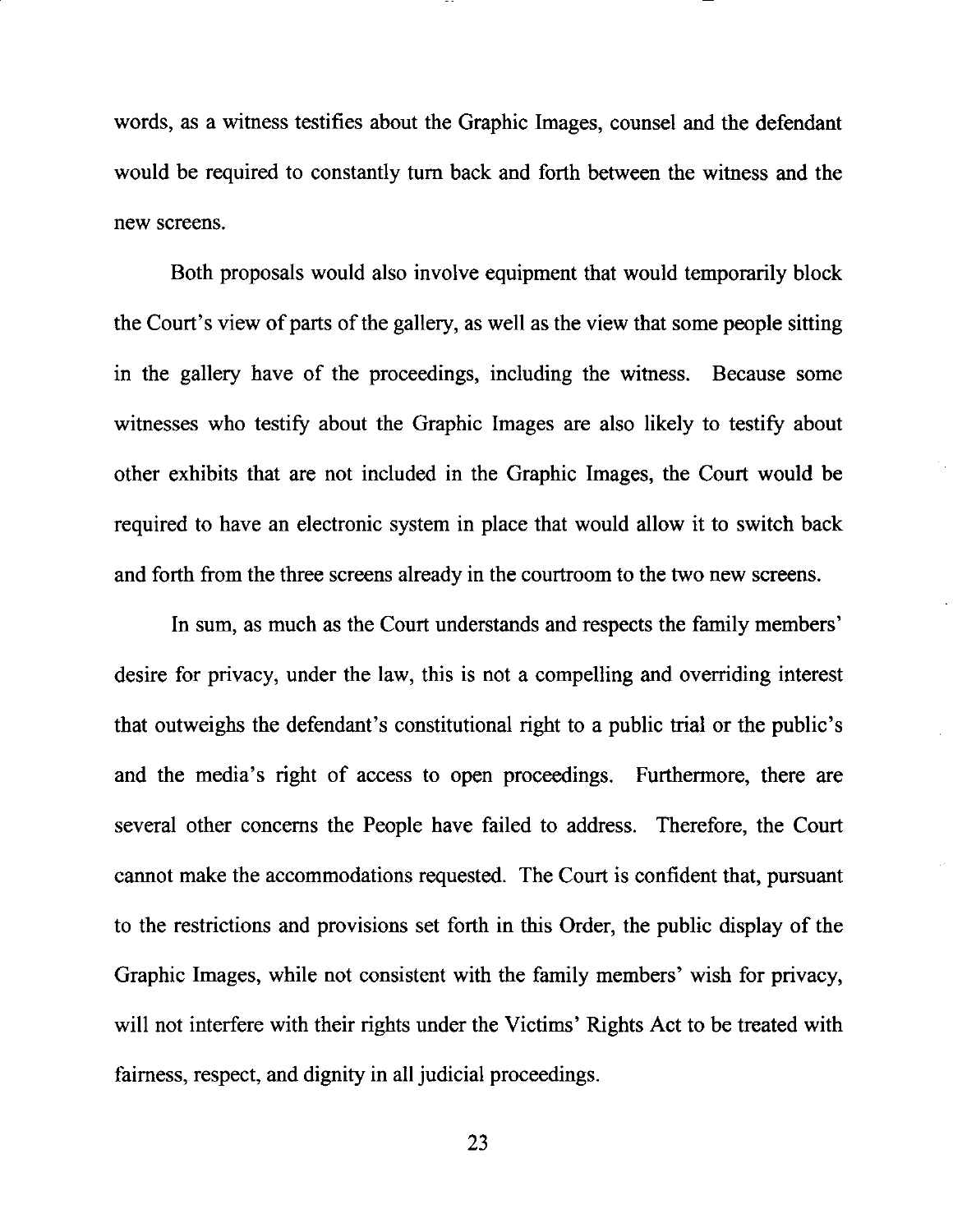words, as a witness testifies about the Graphic Images, counsel and the defendant would be required to constantly turn back and forth between the witness and the new screens.

Both proposals would also involve equipment that would temporarily block the Court's view of parts of the gallery, as well as the view that some people sitting in the gallery have of the proceedings, including the witness. Because some witnesses who testify about the Graphic Images are also likely to testify about other exhibits that are not included in the Graphic Images, the Court would be required to have an electronic system in place that would allow it to switch back and forth from the three screens already in the courtroom to the two new screens.

In sum, as much as the Court understands and respects the family members' desire for privacy, under the law, this is not a compelling and overriding interest that outweighs the defendant's constitutional right to a public trial or the public's and the media's right of access to open proceedings. Furthermore, there are several other concerns the People have failed to address. Therefore, the Court cannot make the accommodations requested. The Court is confident that, pursuant to the restrictions and provisions set forth in this Order, the public display of the Graphic Images, while not consistent with the family members' wish for privacy, will not interfere with their rights under the Victims' Rights Act to be treated with fairness, respect, and dignity in all judicial proceedings.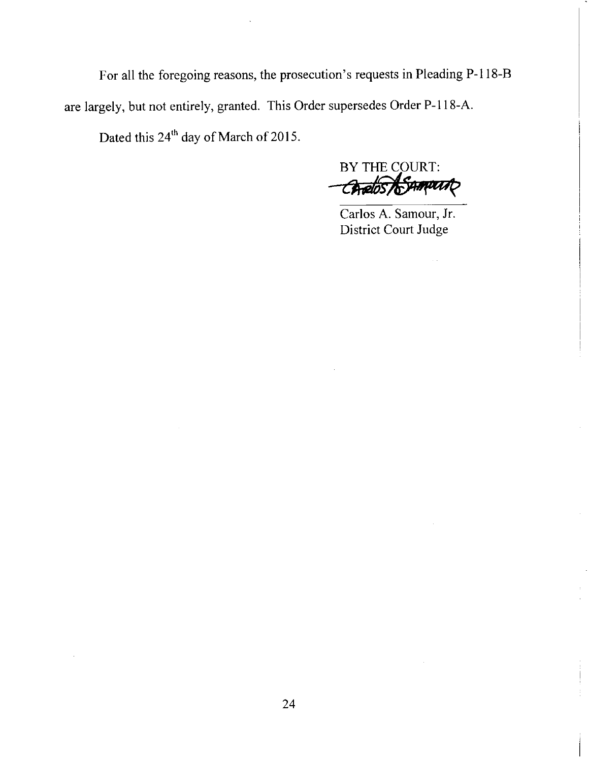For all the foregoing reasons, the prosecution's requests in Pleading P-118-B are largely, but not entirely, granted. This Order supersedes Order P-118-A.

Dated this 24th day of March of 2015.

BY THE COURT:

Carlos A. Samour, Jr.
District Court Judge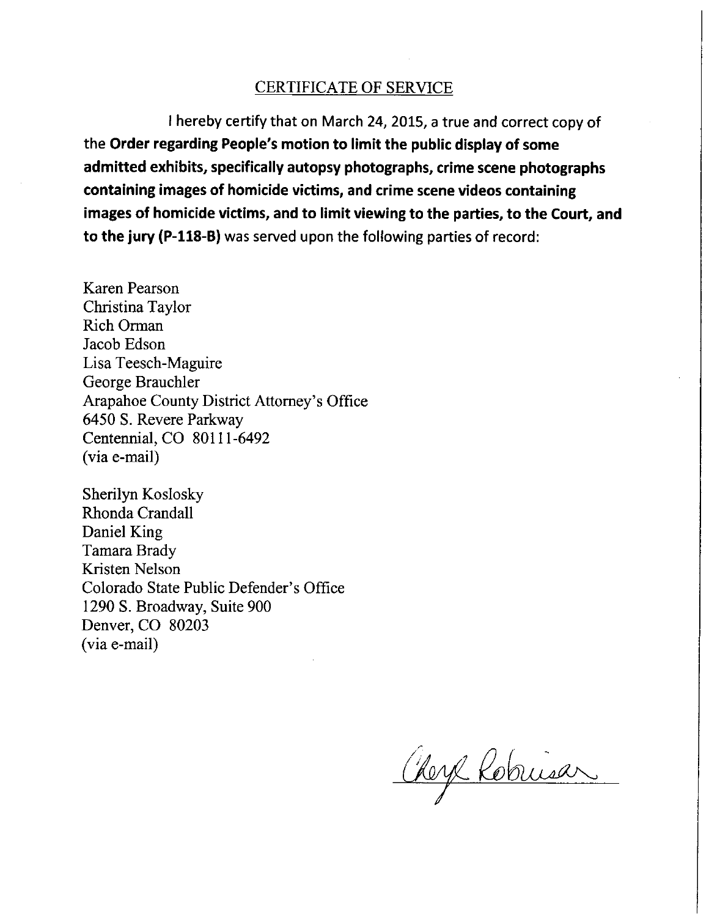# CERTIFICATE OF SERVICE

I hereby certify that on March 24, 2015, a true and correct copy of the **Order regarding People's motion to limit the public display of some admitted exhibits, specifically autopsy photographs, crime scene photographs containing images of homicide victims, and crime scene videos containing images of homicide victims, and to limit viewing to the parties, to the Court, and to the jury (P-118-B)** was served upon the following parties of record:

Karen Pearson
Christina Taylor
Rich Orman
Jacob Edson
Lisa Teesch-Maguire
George Brauchler
Arapahoe County District Attorney's Office
6450 S. Revere Parkway
Centennial, CO 80111-6492
(via e-mail)

Sherilyn Koslosky
Rhonda Crandall
Daniel King
Tamara Brady
Kristen Nelson
Colorado State Public Defender's Office
1290 S. Broadway, Suite 900
Denver, CO 80203
(via e-mail)

Cheryl Robinson